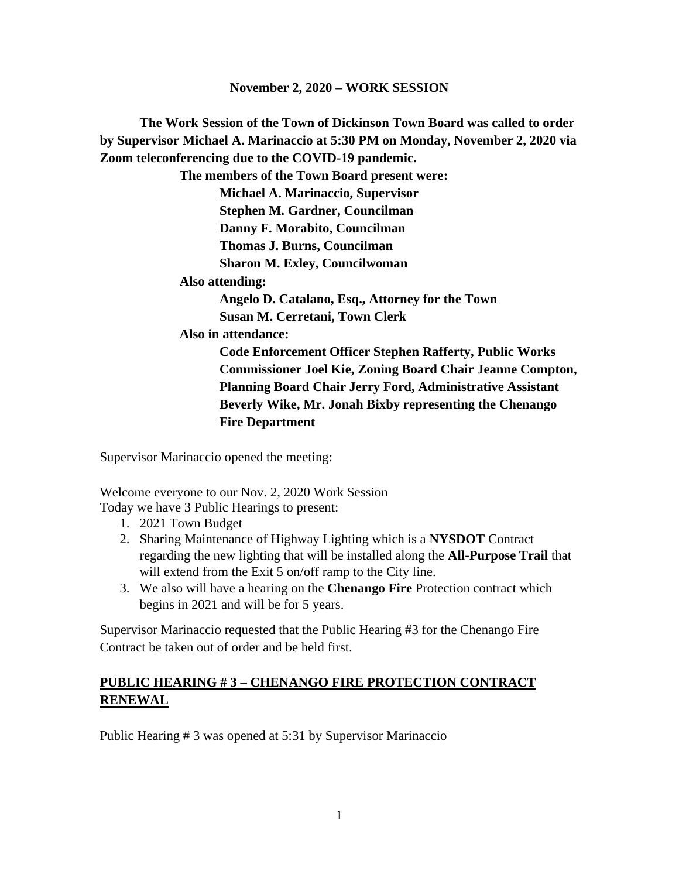**November 2, 2020 – WORK SESSION**

**The Work Session of the Town of Dickinson Town Board was called to order by Supervisor Michael A. Marinaccio at 5:30 PM on Monday, November 2, 2020 via Zoom teleconferencing due to the COVID-19 pandemic.**

**The members of the Town Board present were:**

**Michael A. Marinaccio, Supervisor**
**Stephen M. Gardner, Councilman**
**Danny F. Morabito, Councilman**
**Thomas J. Burns, Councilman**
**Sharon M. Exley, Councilwoman**

**Also attending:**

**Angelo D. Catalano, Esq., Attorney for the Town**
**Susan M. Cerretani, Town Clerk**

**Also in attendance:**

**Code Enforcement Officer Stephen Rafferty, Public Works Commissioner Joel Kie, Zoning Board Chair Jeanne Compton, Planning Board Chair Jerry Ford, Administrative Assistant Beverly Wike, Mr. Jonah Bixby representing the Chenango Fire Department**

Supervisor Marinaccio opened the meeting:

Welcome everyone to our Nov. 2, 2020 Work Session
Today we have 3 Public Hearings to present:

1. 2021 Town Budget
2. Sharing Maintenance of Highway Lighting which is a **NYSDOT** Contract regarding the new lighting that will be installed along the **All-Purpose Trail** that will extend from the Exit 5 on/off ramp to the City line.
3. We also will have a hearing on the **Chenango Fire** Protection contract which begins in 2021 and will be for 5 years.

Supervisor Marinaccio requested that the Public Hearing #3 for the Chenango Fire Contract be taken out of order and be held first.

## PUBLIC HEARING # 3 – CHENANGO FIRE PROTECTION CONTRACT RENEWAL

Public Hearing # 3 was opened at 5:31 by Supervisor Marinaccio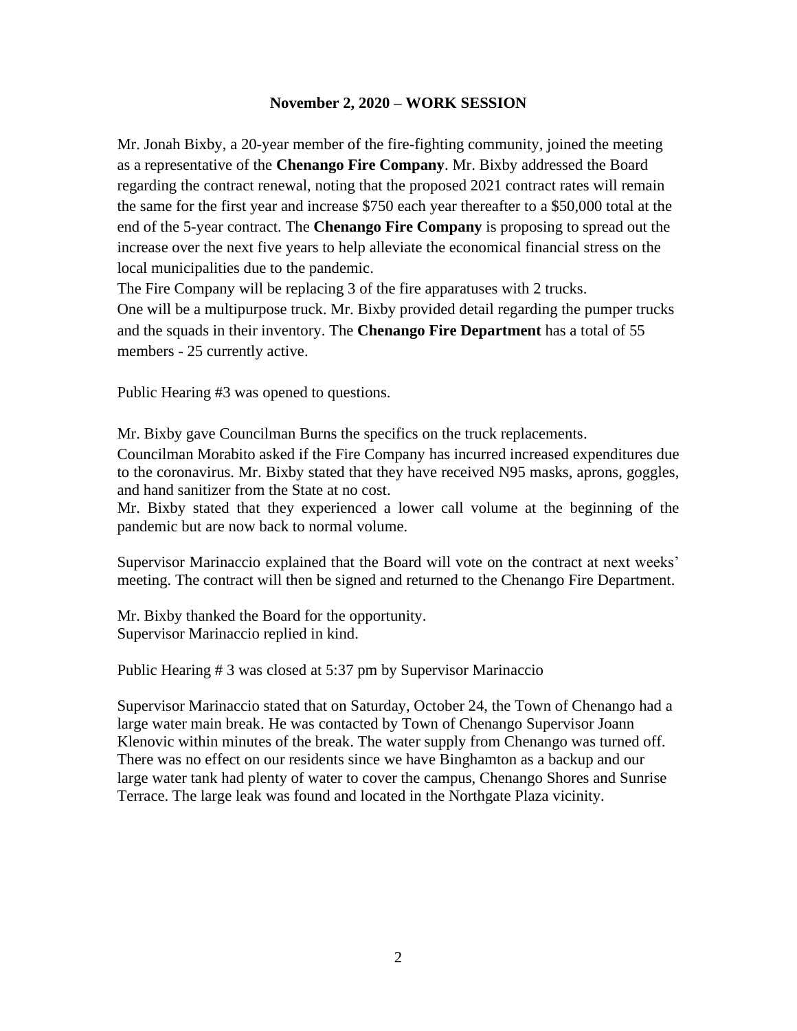**November 2, 2020 – WORK SESSION**

Mr. Jonah Bixby, a 20-year member of the fire-fighting community, joined the meeting as a representative of the **Chenango Fire Company**. Mr. Bixby addressed the Board regarding the contract renewal, noting that the proposed 2021 contract rates will remain the same for the first year and increase $750 each year thereafter to a $50,000 total at the end of the 5-year contract. The **Chenango Fire Company** is proposing to spread out the increase over the next five years to help alleviate the economical financial stress on the local municipalities due to the pandemic.

The Fire Company will be replacing 3 of the fire apparatuses with 2 trucks.

One will be a multipurpose truck. Mr. Bixby provided detail regarding the pumper trucks and the squads in their inventory. The **Chenango Fire Department** has a total of 55 members - 25 currently active.

Public Hearing #3 was opened to questions.

Mr. Bixby gave Councilman Burns the specifics on the truck replacements.

Councilman Morabito asked if the Fire Company has incurred increased expenditures due to the coronavirus. Mr. Bixby stated that they have received N95 masks, aprons, goggles, and hand sanitizer from the State at no cost.

Mr. Bixby stated that they experienced a lower call volume at the beginning of the pandemic but are now back to normal volume.

Supervisor Marinaccio explained that the Board will vote on the contract at next weeks' meeting. The contract will then be signed and returned to the Chenango Fire Department.

Mr. Bixby thanked the Board for the opportunity.
Supervisor Marinaccio replied in kind.

Public Hearing # 3 was closed at 5:37 pm by Supervisor Marinaccio

Supervisor Marinaccio stated that on Saturday, October 24, the Town of Chenango had a large water main break. He was contacted by Town of Chenango Supervisor Joann Klenovic within minutes of the break. The water supply from Chenango was turned off. There was no effect on our residents since we have Binghamton as a backup and our large water tank had plenty of water to cover the campus, Chenango Shores and Sunrise Terrace. The large leak was found and located in the Northgate Plaza vicinity.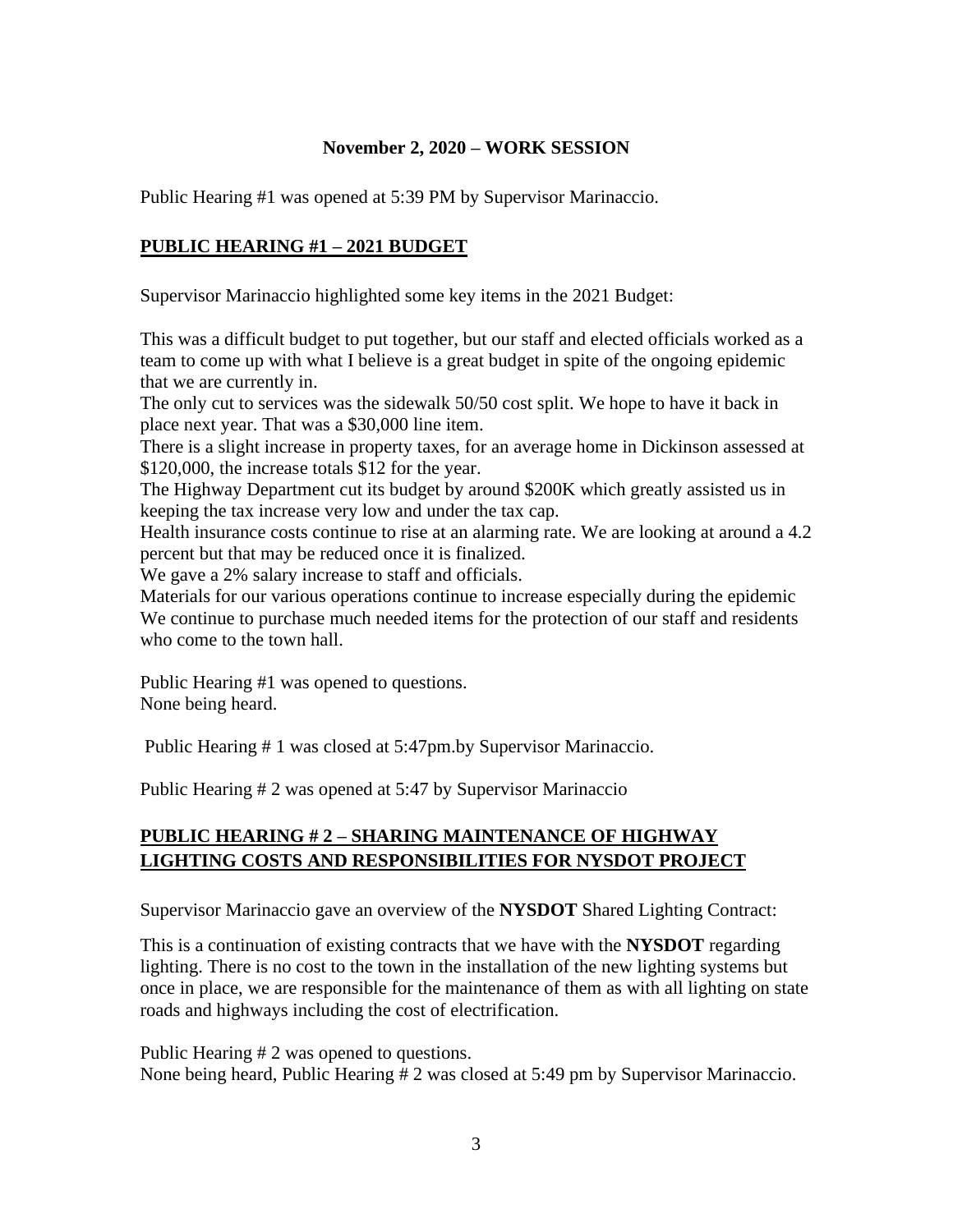**November 2, 2020 – WORK SESSION**

Public Hearing #1 was opened at 5:39 PM by Supervisor Marinaccio.

## PUBLIC HEARING #1 – 2021 BUDGET

Supervisor Marinaccio highlighted some key items in the 2021 Budget:

This was a difficult budget to put together, but our staff and elected officials worked as a team to come up with what I believe is a great budget in spite of the ongoing epidemic that we are currently in.
The only cut to services was the sidewalk 50/50 cost split. We hope to have it back in place next year. That was a $30,000 line item.
There is a slight increase in property taxes, for an average home in Dickinson assessed at $120,000, the increase totals $12 for the year.
The Highway Department cut its budget by around $200K which greatly assisted us in keeping the tax increase very low and under the tax cap.
Health insurance costs continue to rise at an alarming rate. We are looking at around a 4.2 percent but that may be reduced once it is finalized.
We gave a 2% salary increase to staff and officials.
Materials for our various operations continue to increase especially during the epidemic
We continue to purchase much needed items for the protection of our staff and residents who come to the town hall.

Public Hearing #1 was opened to questions.
None being heard.

Public Hearing # 1 was closed at 5:47pm.by Supervisor Marinaccio.

Public Hearing # 2 was opened at 5:47 by Supervisor Marinaccio

## PUBLIC HEARING # 2 – SHARING MAINTENANCE OF HIGHWAY LIGHTING COSTS AND RESPONSIBILITIES FOR NYSDOT PROJECT

Supervisor Marinaccio gave an overview of the **NYSDOT** Shared Lighting Contract:

This is a continuation of existing contracts that we have with the **NYSDOT** regarding lighting. There is no cost to the town in the installation of the new lighting systems but once in place, we are responsible for the maintenance of them as with all lighting on state roads and highways including the cost of electrification.

Public Hearing # 2 was opened to questions.
None being heard, Public Hearing # 2 was closed at 5:49 pm by Supervisor Marinaccio.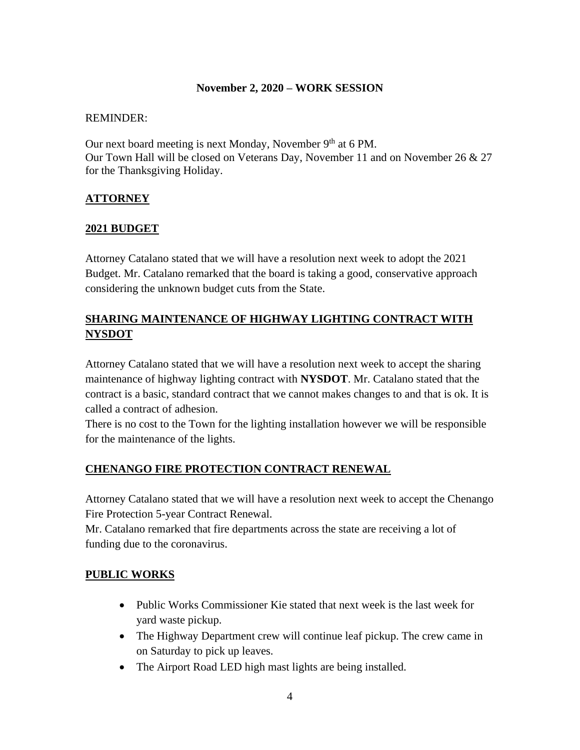**November 2, 2020 – WORK SESSION**

REMINDER:

Our next board meeting is next Monday, November 9th at 6 PM.
Our Town Hall will be closed on Veterans Day, November 11 and on November 26 & 27 for the Thanksgiving Holiday.

## ATTORNEY

## 2021 BUDGET

Attorney Catalano stated that we will have a resolution next week to adopt the 2021 Budget. Mr. Catalano remarked that the board is taking a good, conservative approach considering the unknown budget cuts from the State.

## SHARING MAINTENANCE OF HIGHWAY LIGHTING CONTRACT WITH NYSDOT

Attorney Catalano stated that we will have a resolution next week to accept the sharing maintenance of highway lighting contract with **NYSDOT**. Mr. Catalano stated that the contract is a basic, standard contract that we cannot makes changes to and that is ok. It is called a contract of adhesion.
There is no cost to the Town for the lighting installation however we will be responsible for the maintenance of the lights.

## CHENANGO FIRE PROTECTION CONTRACT RENEWAL

Attorney Catalano stated that we will have a resolution next week to accept the Chenango Fire Protection 5-year Contract Renewal.
Mr. Catalano remarked that fire departments across the state are receiving a lot of funding due to the coronavirus.

## PUBLIC WORKS

- Public Works Commissioner Kie stated that next week is the last week for yard waste pickup.
- The Highway Department crew will continue leaf pickup. The crew came in on Saturday to pick up leaves.
- The Airport Road LED high mast lights are being installed.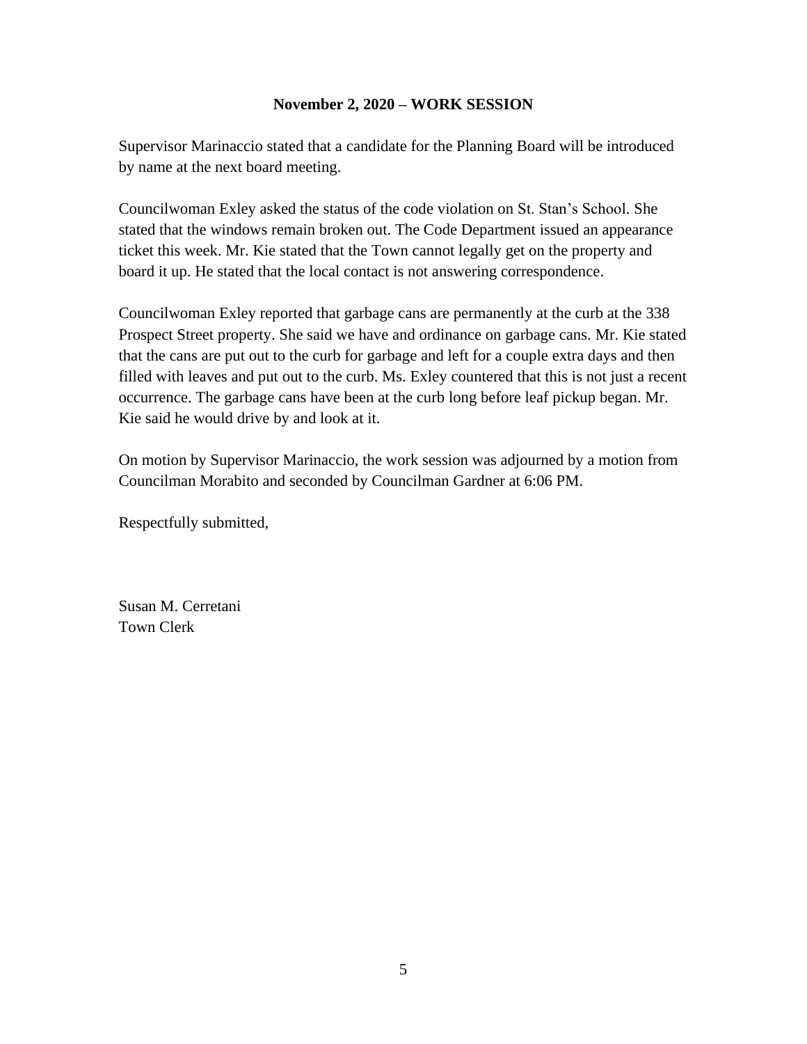**November 2, 2020 – WORK SESSION**

Supervisor Marinaccio stated that a candidate for the Planning Board will be introduced by name at the next board meeting.

Councilwoman Exley asked the status of the code violation on St. Stan's School. She stated that the windows remain broken out. The Code Department issued an appearance ticket this week. Mr. Kie stated that the Town cannot legally get on the property and board it up. He stated that the local contact is not answering correspondence.

Councilwoman Exley reported that garbage cans are permanently at the curb at the 338 Prospect Street property. She said we have and ordinance on garbage cans. Mr. Kie stated that the cans are put out to the curb for garbage and left for a couple extra days and then filled with leaves and put out to the curb. Ms. Exley countered that this is not just a recent occurrence. The garbage cans have been at the curb long before leaf pickup began. Mr. Kie said he would drive by and look at it.

On motion by Supervisor Marinaccio, the work session was adjourned by a motion from Councilman Morabito and seconded by Councilman Gardner at 6:06 PM.

Respectfully submitted,

Susan M. Cerretani
Town Clerk